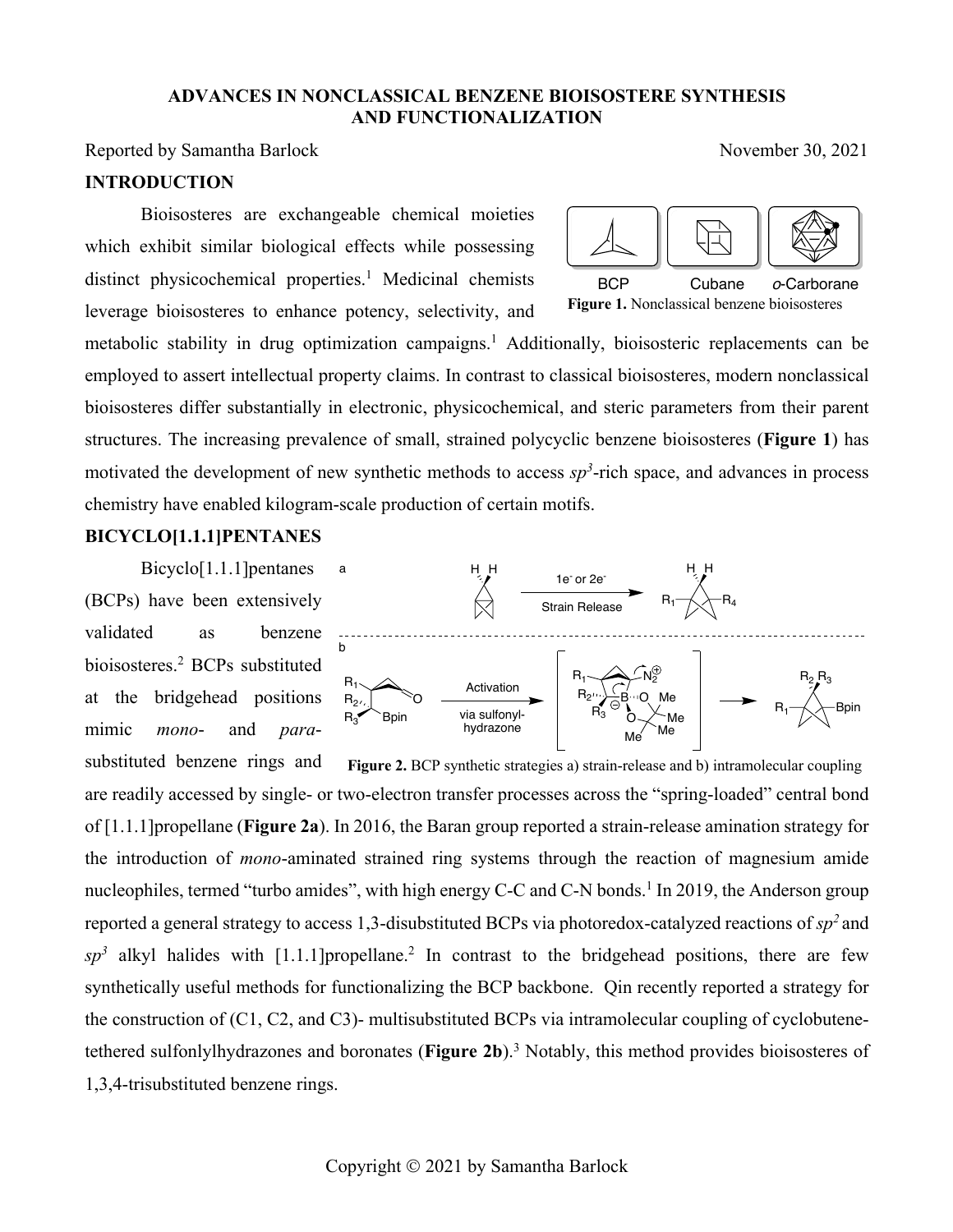# ADVANCES IN NONCLASSICAL BENZENE BIOISOSTERE SYNTHESIS AND FUNCTIONALIZATION

Reported by Samantha Barlock November 30, 2021

## INTRODUCTION

Bioisosteres are exchangeable chemical moieties which exhibit similar biological effects while possessing distinct physicochemical properties.[1] Medicinal chemists leverage bioisosteres to enhance potency, selectivity, and metabolic stability in drug optimization campaigns.[1] Additionally, bioisosteric replacements can be employed to assert intellectual property claims. In contrast to classical bioisosteres, modern nonclassical bioisosteres differ substantially in electronic, physicochemical, and steric parameters from their parent structures. The increasing prevalence of small, strained polycyclic benzene bioisosteres (**Figure 1**) has motivated the development of new synthetic methods to access $sp^3$-rich space, and advances in process chemistry have enabled kilogram-scale production of certain motifs.

**Figure 1.** Nonclassical benzene bioisosteres

## BICYCLO[1.1.1]PENTANES

Bicyclo[1.1.1]pentanes (BCPs) have been extensively validated as benzene bioisosteres.[2] BCPs substituted at the bridgehead positions mimic *mono*- and *para*-substituted benzene rings and are readily accessed by single- or two-electron transfer processes across the "spring-loaded" central bond of [1.1.1]propellane (**Figure 2a**). In 2016, the Baran group reported a strain-release amination strategy for the introduction of *mono*-aminated strained ring systems through the reaction of magnesium amide nucleophiles, termed "turbo amides", with high energy C-C and C-N bonds.[1] In 2019, the Anderson group reported a general strategy to access 1,3-disubstituted BCPs via photoredox-catalyzed reactions of $sp^2$ and $sp^3$ alkyl halides with [1.1.1]propellane.[2] In contrast to the bridgehead positions, there are few synthetically useful methods for functionalizing the BCP backbone. Qin recently reported a strategy for the construction of (C1, C2, and C3)- multisubstituted BCPs via intramolecular coupling of cyclobutene-tethered sulfonlylhydrazones and boronates (**Figure 2b**).[3] Notably, this method provides bioisosteres of 1,3,4-trisubstituted benzene rings.

**Figure 2.** BCP synthetic strategies a) strain-release and b) intramolecular coupling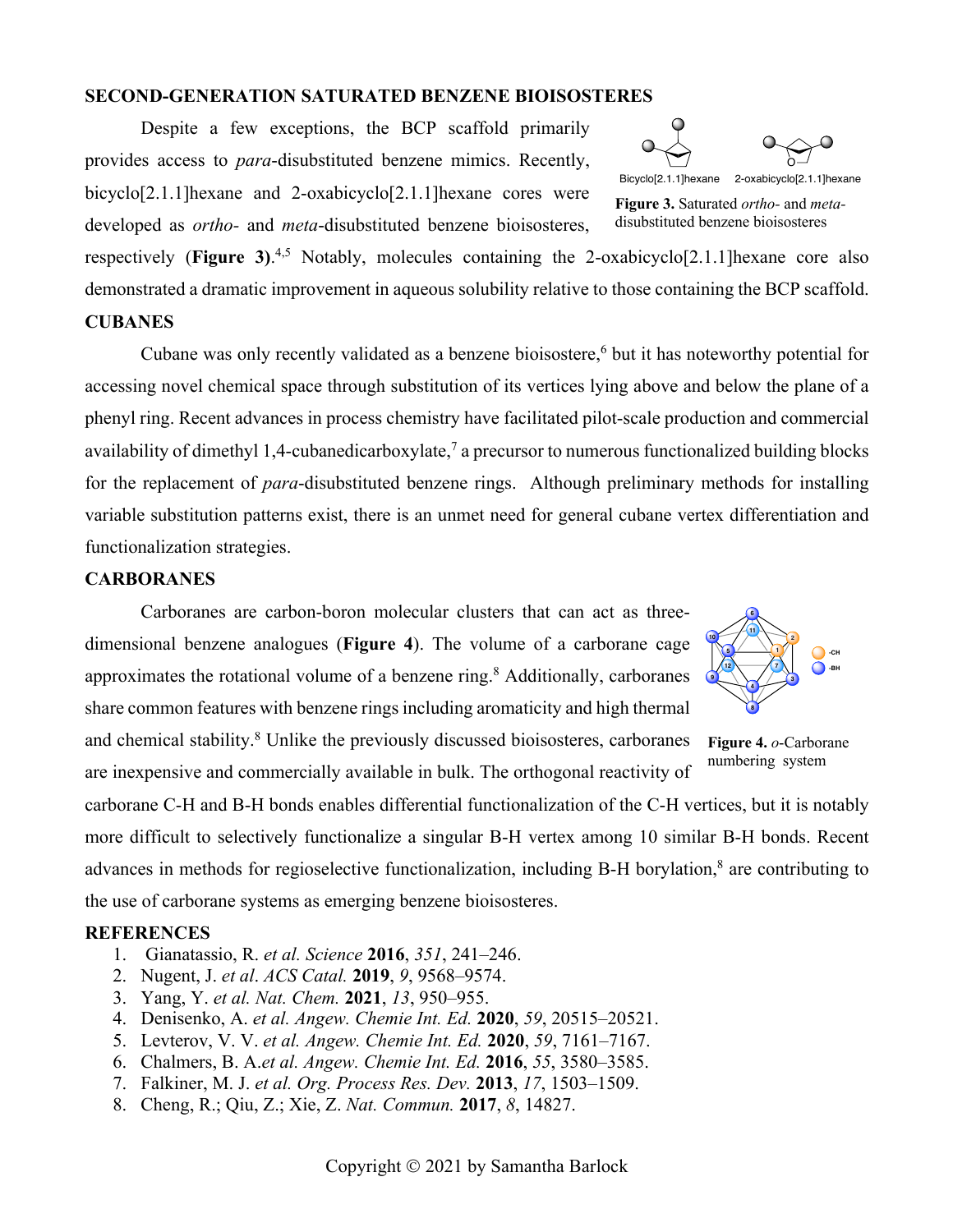## SECOND-GENERATION SATURATED BENZENE BIOISOSTERES

Despite a few exceptions, the BCP scaffold primarily provides access to *para*-disubstituted benzene mimics. Recently, bicyclo[2.1.1]hexane and 2-oxabicyclo[2.1.1]hexane cores were developed as *ortho*- and *meta*-disubstituted benzene bioisosteres, respectively (**Figure 3**).[4,5] Notably, molecules containing the 2-oxabicyclo[2.1.1]hexane core also demonstrated a dramatic improvement in aqueous solubility relative to those containing the BCP scaffold.

Bicyclo[2.1.1]hexane

2-oxabicyclo[2.1.1]hexane

**Figure 3.** Saturated *ortho-* and *meta-* disubstituted benzene bioisosteres

## CUBANES

Cubane was only recently validated as a benzene bioisostere,[6] but it has noteworthy potential for accessing novel chemical space through substitution of its vertices lying above and below the plane of a phenyl ring. Recent advances in process chemistry have facilitated pilot-scale production and commercial availability of dimethyl 1,4-cubanedicarboxylate,[7] a precursor to numerous functionalized building blocks for the replacement of *para*-disubstituted benzene rings. Although preliminary methods for installing variable substitution patterns exist, there is an unmet need for general cubane vertex differentiation and functionalization strategies.

## CARBORANES

Carboranes are carbon-boron molecular clusters that can act as three-dimensional benzene analogues (**Figure 4**). The volume of a carborane cage approximates the rotational volume of a benzene ring.[8] Additionally, carboranes share common features with benzene rings including aromaticity and high thermal and chemical stability.[8] Unlike the previously discussed bioisosteres, carboranes are inexpensive and commercially available in bulk. The orthogonal reactivity of carborane C-H and B-H bonds enables differential functionalization of the C-H vertices, but it is notably more difficult to selectively functionalize a singular B-H vertex among 10 similar B-H bonds. Recent advances in methods for regioselective functionalization, including B-H borylation,[8] are contributing to the use of carborane systems as emerging benzene bioisosteres.

6 11 10 2 5 1 12 7 9 4 3 8

-CH

-BH

**Figure 4.** *o*-Carborane numbering system

## REFERENCES

1. Gianatassio, R. *et al. Science* **2016**, *351*, 241–246.
2. Nugent, J. *et al*. *ACS Catal.* **2019**, *9*, 9568–9574.
3. Yang, Y. *et al. Nat. Chem.* **2021**, *13*, 950–955.
4. Denisenko, A. *et al. Angew. Chemie Int. Ed.* **2020**, *59*, 20515–20521.
5. Levterov, V. V. *et al. Angew. Chemie Int. Ed.* **2020**, *59*, 7161–7167.
6. Chalmers, B. A.*et al. Angew. Chemie Int. Ed.* **2016**, *55*, 3580–3585.
7. Falkiner, M. J. *et al. Org. Process Res. Dev.* **2013**, *17*, 1503–1509.
8. Cheng, R.; Qiu, Z.; Xie, Z. *Nat. Commun.* **2017**, *8*, 14827.

Copyright © 2021 by Samantha Barlock